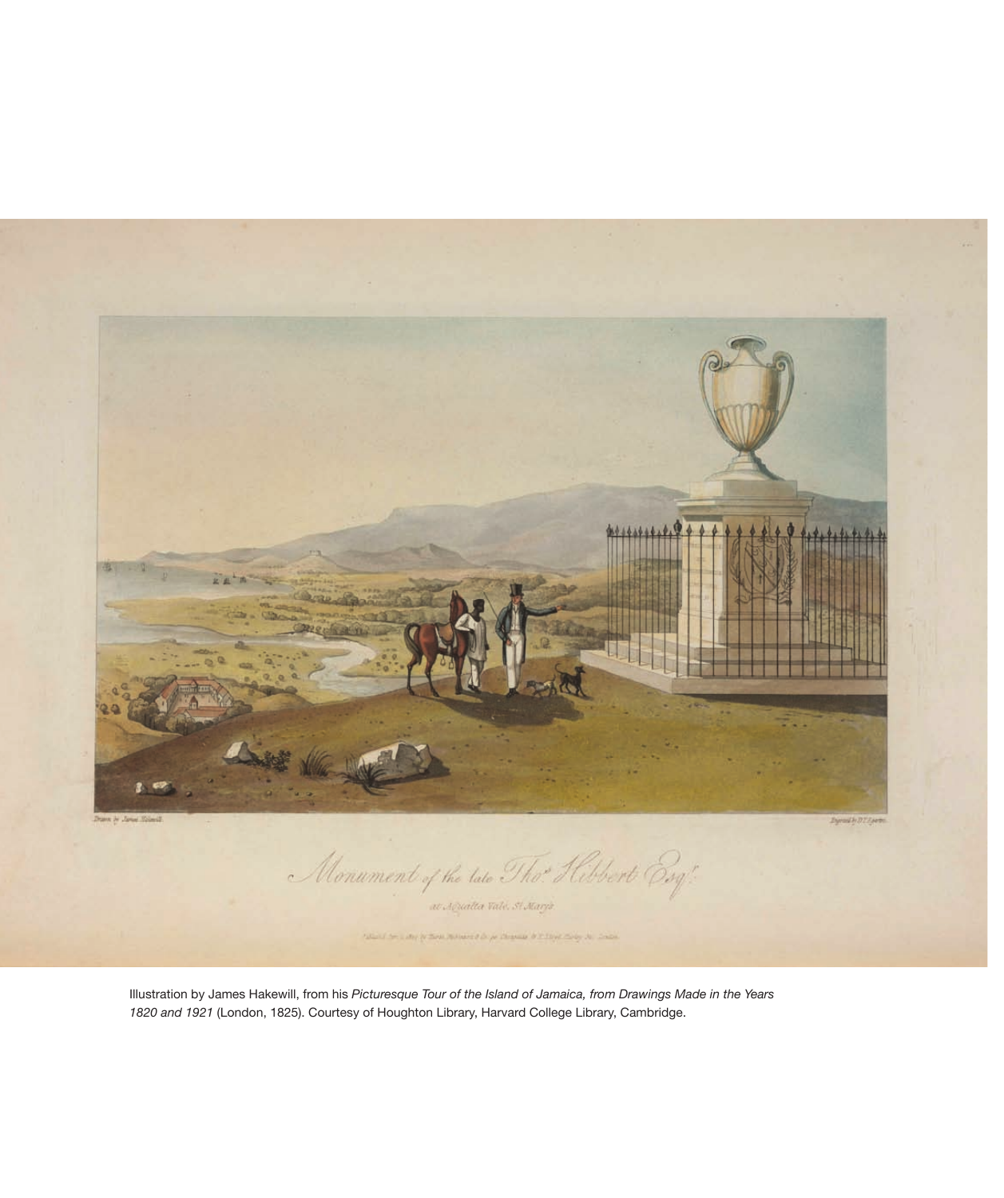Illustration by James Hakewill, from his *Picturesque Tour of the Island of Jamaica, from Drawings Made in the Years 1820 and 1921* (London, 1825). Courtesy of Houghton Library, Harvard College Library, Cambridge.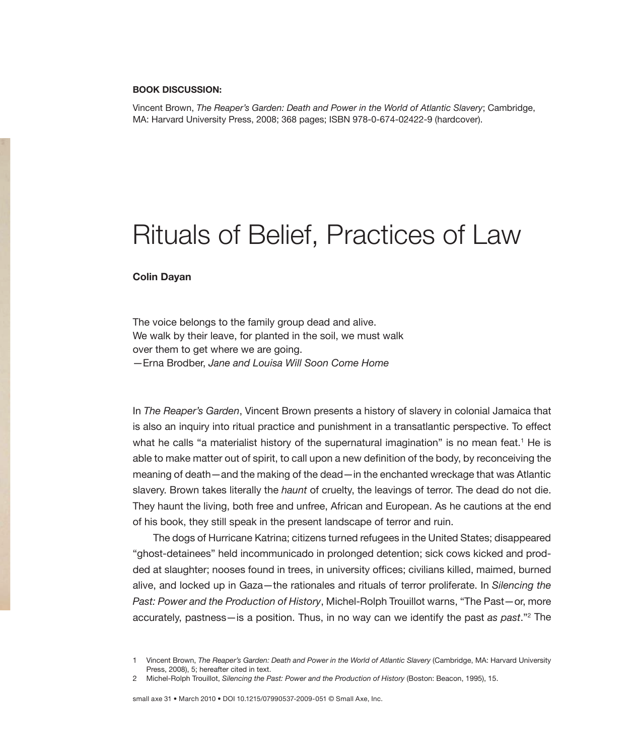**BOOK DISCUSSION:**

Vincent Brown, *The Reaper's Garden: Death and Power in the World of Atlantic Slavery*; Cambridge, MA: Harvard University Press, 2008; 368 pages; ISBN 978-0-674-02422-9 (hardcover).

# Rituals of Belief, Practices of Law

**Colin Dayan**

The voice belongs to the family group dead and alive.
We walk by their leave, for planted in the soil, we must walk
over them to get where we are going.
—Erna Brodber, *Jane and Louisa Will Soon Come Home*

In *The Reaper's Garden*, Vincent Brown presents a history of slavery in colonial Jamaica that is also an inquiry into ritual practice and punishment in a transatlantic perspective. To effect what he calls "a materialist history of the supernatural imagination" is no mean feat.[1] He is able to make matter out of spirit, to call upon a new definition of the body, by reconceiving the meaning of death—and the making of the dead—in the enchanted wreckage that was Atlantic slavery. Brown takes literally the *haunt* of cruelty, the leavings of terror. The dead do not die. They haunt the living, both free and unfree, African and European. As he cautions at the end of his book, they still speak in the present landscape of terror and ruin.

The dogs of Hurricane Katrina; citizens turned refugees in the United States; disappeared "ghost-detainees" held incommunicado in prolonged detention; sick cows kicked and prodded at slaughter; nooses found in trees, in university offices; civilians killed, maimed, burned alive, and locked up in Gaza—the rationales and rituals of terror proliferate. In *Silencing the Past: Power and the Production of History*, Michel-Rolph Trouillot warns, "The Past—or, more accurately, pastness—is a position. Thus, in no way can we identify the past *as past*."[2] The

1 Vincent Brown, *The Reaper's Garden: Death and Power in the World of Atlantic Slavery* (Cambridge, MA: Harvard University Press, 2008), 5; hereafter cited in text.

2 Michel-Rolph Trouillot, *Silencing the Past: Power and the Production of History* (Boston: Beacon, 1995), 15.

small axe 31 • March 2010 • DOI 10.1215/07990537-2009-051 © Small Axe, Inc.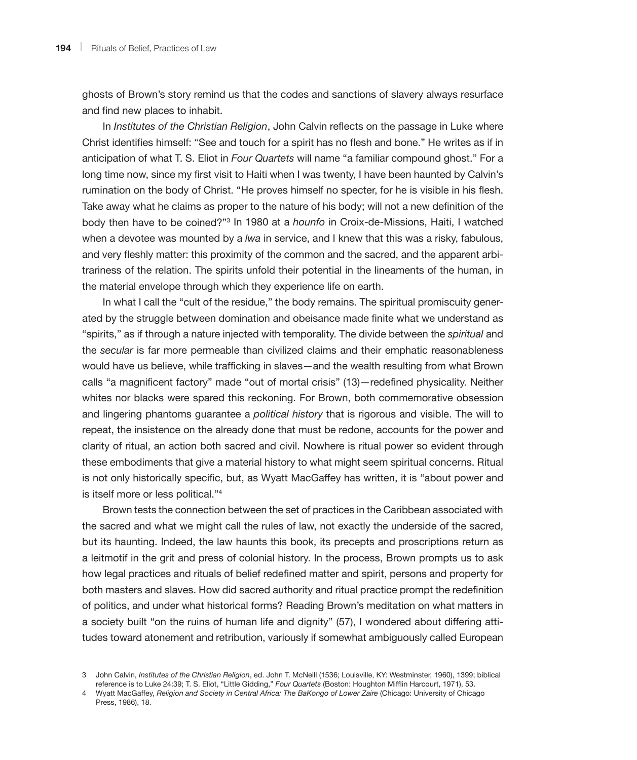ghosts of Brown's story remind us that the codes and sanctions of slavery always resurface and find new places to inhabit.

In *Institutes of the Christian Religion*, John Calvin reflects on the passage in Luke where Christ identifies himself: "See and touch for a spirit has no flesh and bone." He writes as if in anticipation of what T. S. Eliot in *Four Quartets* will name "a familiar compound ghost." For a long time now, since my first visit to Haiti when I was twenty, I have been haunted by Calvin's rumination on the body of Christ. "He proves himself no specter, for he is visible in his flesh. Take away what he claims as proper to the nature of his body; will not a new definition of the body then have to be coined?"[3] In 1980 at a *hounfo* in Croix-de-Missions, Haiti, I watched when a devotee was mounted by a *lwa* in service, and I knew that this was a risky, fabulous, and very fleshly matter: this proximity of the common and the sacred, and the apparent arbitrariness of the relation. The spirits unfold their potential in the lineaments of the human, in the material envelope through which they experience life on earth.

In what I call the "cult of the residue," the body remains. The spiritual promiscuity generated by the struggle between domination and obeisance made finite what we understand as "spirits," as if through a nature injected with temporality. The divide between the *spiritual* and the *secular* is far more permeable than civilized claims and their emphatic reasonableness would have us believe, while trafficking in slaves—and the wealth resulting from what Brown calls "a magnificent factory" made "out of mortal crisis" (13)—redefined physicality. Neither whites nor blacks were spared this reckoning. For Brown, both commemorative obsession and lingering phantoms guarantee a *political history* that is rigorous and visible. The will to repeat, the insistence on the already done that must be redone, accounts for the power and clarity of ritual, an action both sacred and civil. Nowhere is ritual power so evident through these embodiments that give a material history to what might seem spiritual concerns. Ritual is not only historically specific, but, as Wyatt MacGaffey has written, it is "about power and is itself more or less political."[4]

Brown tests the connection between the set of practices in the Caribbean associated with the sacred and what we might call the rules of law, not exactly the underside of the sacred, but its haunting. Indeed, the law haunts this book, its precepts and proscriptions return as a leitmotif in the grit and press of colonial history. In the process, Brown prompts us to ask how legal practices and rituals of belief redefined matter and spirit, persons and property for both masters and slaves. How did sacred authority and ritual practice prompt the redefinition of politics, and under what historical forms? Reading Brown's meditation on what matters in a society built "on the ruins of human life and dignity" (57), I wondered about differing attitudes toward atonement and retribution, variously if somewhat ambiguously called European

3 John Calvin, *Institutes of the Christian Religion*, ed. John T. McNeill (1536; Louisville, KY: Westminster, 1960), 1399; biblical reference is to Luke 24:39; T. S. Eliot, "Little Gidding," *Four Quartets* (Boston: Houghton Mifflin Harcourt, 1971), 53.

4 Wyatt MacGaffey, *Religion and Society in Central Africa: The BaKongo of Lower Zaire* (Chicago: University of Chicago Press, 1986), 18.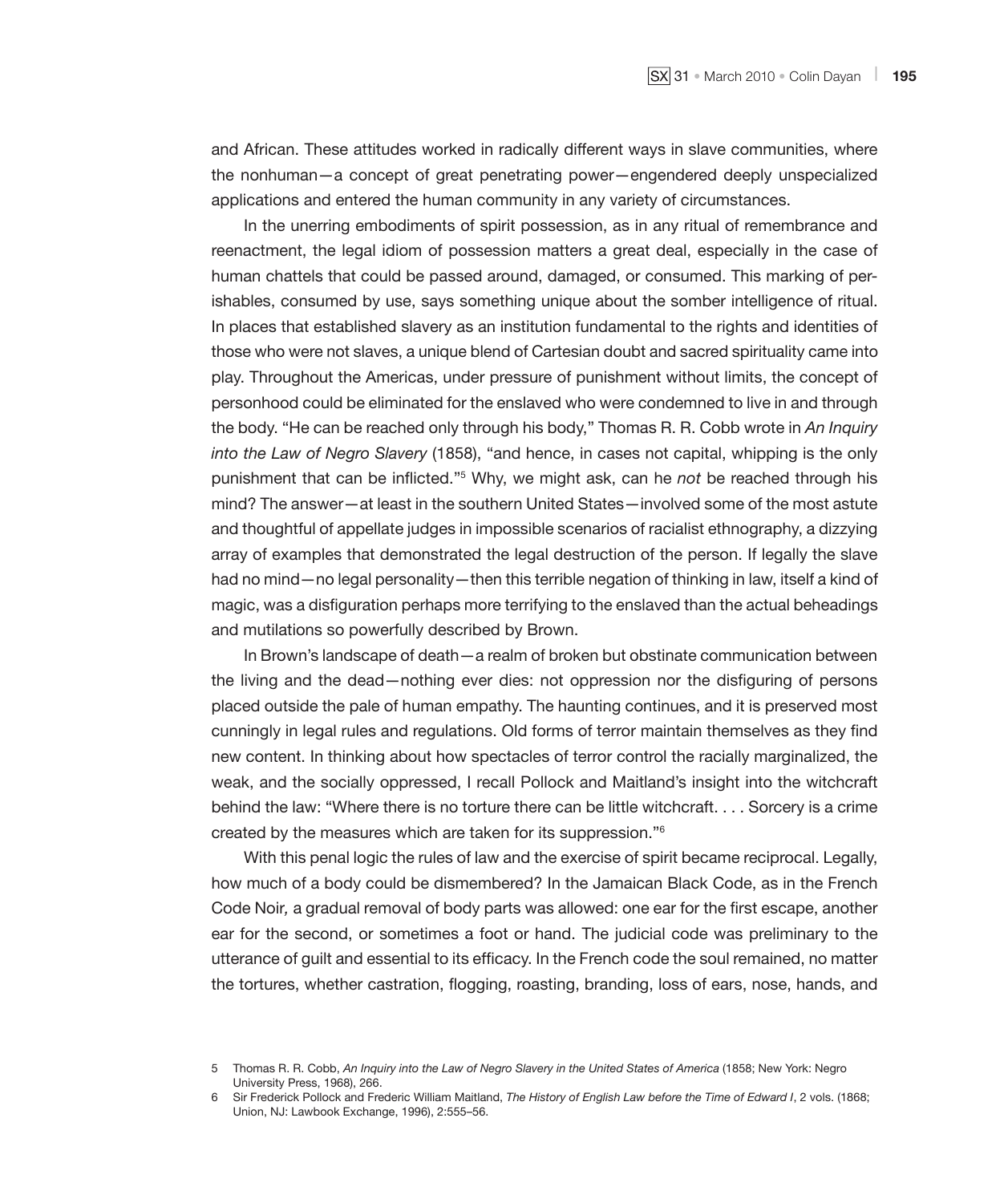and African. These attitudes worked in radically different ways in slave communities, where the nonhuman—a concept of great penetrating power—engendered deeply unspecialized applications and entered the human community in any variety of circumstances.

In the unerring embodiments of spirit possession, as in any ritual of remembrance and reenactment, the legal idiom of possession matters a great deal, especially in the case of human chattels that could be passed around, damaged, or consumed. This marking of perishables, consumed by use, says something unique about the somber intelligence of ritual. In places that established slavery as an institution fundamental to the rights and identities of those who were not slaves, a unique blend of Cartesian doubt and sacred spirituality came into play. Throughout the Americas, under pressure of punishment without limits, the concept of personhood could be eliminated for the enslaved who were condemned to live in and through the body. "He can be reached only through his body," Thomas R. R. Cobb wrote in *An Inquiry into the Law of Negro Slavery* (1858), "and hence, in cases not capital, whipping is the only punishment that can be inflicted."[5] Why, we might ask, can he *not* be reached through his mind? The answer—at least in the southern United States—involved some of the most astute and thoughtful of appellate judges in impossible scenarios of racialist ethnography, a dizzying array of examples that demonstrated the legal destruction of the person. If legally the slave had no mind—no legal personality—then this terrible negation of thinking in law, itself a kind of magic, was a disfiguration perhaps more terrifying to the enslaved than the actual beheadings and mutilations so powerfully described by Brown.

In Brown's landscape of death—a realm of broken but obstinate communication between the living and the dead—nothing ever dies: not oppression nor the disfiguring of persons placed outside the pale of human empathy. The haunting continues, and it is preserved most cunningly in legal rules and regulations. Old forms of terror maintain themselves as they find new content. In thinking about how spectacles of terror control the racially marginalized, the weak, and the socially oppressed, I recall Pollock and Maitland's insight into the witchcraft behind the law: "Where there is no torture there can be little witchcraft. . . . Sorcery is a crime created by the measures which are taken for its suppression."[6]

With this penal logic the rules of law and the exercise of spirit became reciprocal. Legally, how much of a body could be dismembered? In the Jamaican Black Code, as in the French Code Noir, a gradual removal of body parts was allowed: one ear for the first escape, another ear for the second, or sometimes a foot or hand. The judicial code was preliminary to the utterance of guilt and essential to its efficacy. In the French code the soul remained, no matter the tortures, whether castration, flogging, roasting, branding, loss of ears, nose, hands, and

5 Thomas R. R. Cobb, *An Inquiry into the Law of Negro Slavery in the United States of America* (1858; New York: Negro University Press, 1968), 266.

6 Sir Frederick Pollock and Frederic William Maitland, *The History of English Law before the Time of Edward I*, 2 vols. (1868; Union, NJ: Lawbook Exchange, 1996), 2:555–56.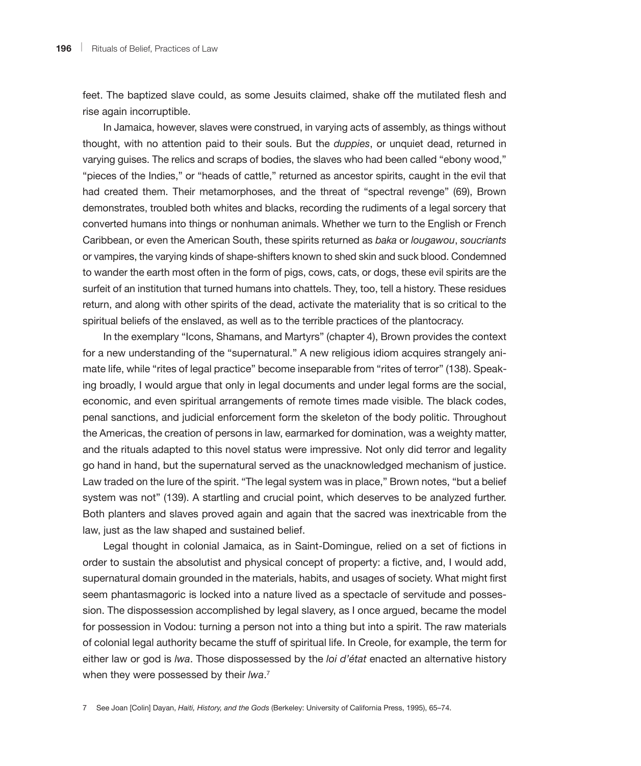feet. The baptized slave could, as some Jesuits claimed, shake off the mutilated flesh and rise again incorruptible.

In Jamaica, however, slaves were construed, in varying acts of assembly, as things without thought, with no attention paid to their souls. But the *duppies*, or unquiet dead, returned in varying guises. The relics and scraps of bodies, the slaves who had been called "ebony wood," "pieces of the Indies," or "heads of cattle," returned as ancestor spirits, caught in the evil that had created them. Their metamorphoses, and the threat of "spectral revenge" (69), Brown demonstrates, troubled both whites and blacks, recording the rudiments of a legal sorcery that converted humans into things or nonhuman animals. Whether we turn to the English or French Caribbean, or even the American South, these spirits returned as *baka* or *lougawou*, *soucriants* or vampires, the varying kinds of shape-shifters known to shed skin and suck blood. Condemned to wander the earth most often in the form of pigs, cows, cats, or dogs, these evil spirits are the surfeit of an institution that turned humans into chattels. They, too, tell a history. These residues return, and along with other spirits of the dead, activate the materiality that is so critical to the spiritual beliefs of the enslaved, as well as to the terrible practices of the plantocracy.

In the exemplary "Icons, Shamans, and Martyrs" (chapter 4), Brown provides the context for a new understanding of the "supernatural." A new religious idiom acquires strangely animate life, while "rites of legal practice" become inseparable from "rites of terror" (138). Speaking broadly, I would argue that only in legal documents and under legal forms are the social, economic, and even spiritual arrangements of remote times made visible. The black codes, penal sanctions, and judicial enforcement form the skeleton of the body politic. Throughout the Americas, the creation of persons in law, earmarked for domination, was a weighty matter, and the rituals adapted to this novel status were impressive. Not only did terror and legality go hand in hand, but the supernatural served as the unacknowledged mechanism of justice. Law traded on the lure of the spirit. "The legal system was in place," Brown notes, "but a belief system was not" (139). A startling and crucial point, which deserves to be analyzed further. Both planters and slaves proved again and again that the sacred was inextricable from the law, just as the law shaped and sustained belief.

Legal thought in colonial Jamaica, as in Saint-Domingue, relied on a set of fictions in order to sustain the absolutist and physical concept of property: a fictive, and, I would add, supernatural domain grounded in the materials, habits, and usages of society. What might first seem phantasmagoric is locked into a nature lived as a spectacle of servitude and possession. The dispossession accomplished by legal slavery, as I once argued, became the model for possession in Vodou: turning a person not into a thing but into a spirit. The raw materials of colonial legal authority became the stuff of spiritual life. In Creole, for example, the term for either law or god is *lwa*. Those dispossessed by the *loi d'état* enacted an alternative history when they were possessed by their *lwa*.[7]

7 See Joan [Colin] Dayan, *Haiti, History, and the Gods* (Berkeley: University of California Press, 1995), 65–74.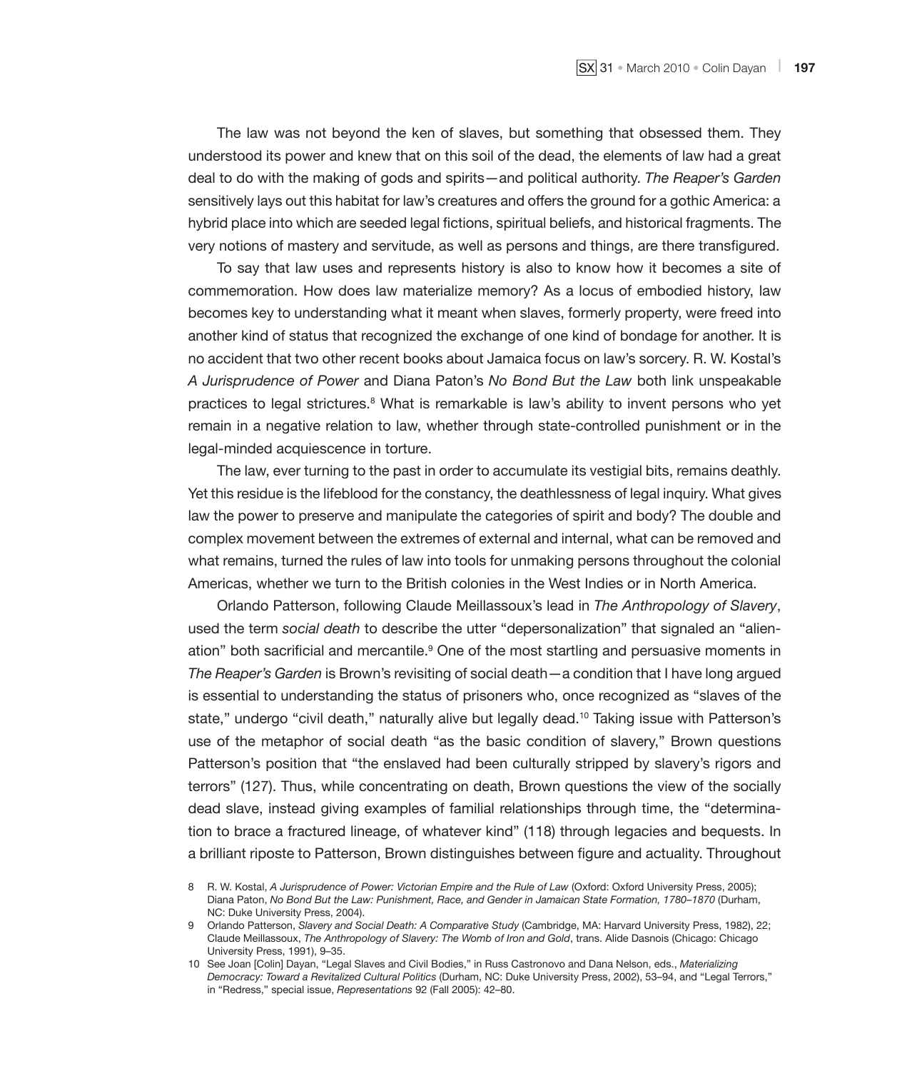The law was not beyond the ken of slaves, but something that obsessed them. They understood its power and knew that on this soil of the dead, the elements of law had a great deal to do with the making of gods and spirits—and political authority. *The Reaper's Garden* sensitively lays out this habitat for law's creatures and offers the ground for a gothic America: a hybrid place into which are seeded legal fictions, spiritual beliefs, and historical fragments. The very notions of mastery and servitude, as well as persons and things, are there transfigured.

To say that law uses and represents history is also to know how it becomes a site of commemoration. How does law materialize memory? As a locus of embodied history, law becomes key to understanding what it meant when slaves, formerly property, were freed into another kind of status that recognized the exchange of one kind of bondage for another. It is no accident that two other recent books about Jamaica focus on law's sorcery. R. W. Kostal's *A Jurisprudence of Power* and Diana Paton's *No Bond But the Law* both link unspeakable practices to legal strictures.[8] What is remarkable is law's ability to invent persons who yet remain in a negative relation to law, whether through state-controlled punishment or in the legal-minded acquiescence in torture.

The law, ever turning to the past in order to accumulate its vestigial bits, remains deathly. Yet this residue is the lifeblood for the constancy, the deathlessness of legal inquiry. What gives law the power to preserve and manipulate the categories of spirit and body? The double and complex movement between the extremes of external and internal, what can be removed and what remains, turned the rules of law into tools for unmaking persons throughout the colonial Americas, whether we turn to the British colonies in the West Indies or in North America.

Orlando Patterson, following Claude Meillassoux's lead in *The Anthropology of Slavery*, used the term *social death* to describe the utter "depersonalization" that signaled an "alienation" both sacrificial and mercantile.[9] One of the most startling and persuasive moments in *The Reaper's Garden* is Brown's revisiting of social death—a condition that I have long argued is essential to understanding the status of prisoners who, once recognized as "slaves of the state," undergo "civil death," naturally alive but legally dead.[10] Taking issue with Patterson's use of the metaphor of social death "as the basic condition of slavery," Brown questions Patterson's position that "the enslaved had been culturally stripped by slavery's rigors and terrors" (127). Thus, while concentrating on death, Brown questions the view of the socially dead slave, instead giving examples of familial relationships through time, the "determination to brace a fractured lineage, of whatever kind" (118) through legacies and bequests. In a brilliant riposte to Patterson, Brown distinguishes between figure and actuality. Throughout

8 R. W. Kostal, *A Jurisprudence of Power: Victorian Empire and the Rule of Law* (Oxford: Oxford University Press, 2005); Diana Paton, *No Bond But the Law: Punishment, Race, and Gender in Jamaican State Formation, 1780–1870* (Durham, NC: Duke University Press, 2004).

9 Orlando Patterson, *Slavery and Social Death: A Comparative Study* (Cambridge, MA: Harvard University Press, 1982), 22; Claude Meillassoux, *The Anthropology of Slavery: The Womb of Iron and Gold*, trans. Alide Dasnois (Chicago: Chicago University Press, 1991), 9–35.

10 See Joan [Colin] Dayan, "Legal Slaves and Civil Bodies," in Russ Castronovo and Dana Nelson, eds., *Materializing Democracy: Toward a Revitalized Cultural Politics* (Durham, NC: Duke University Press, 2002), 53–94, and "Legal Terrors," in "Redress," special issue, *Representations* 92 (Fall 2005): 42–80.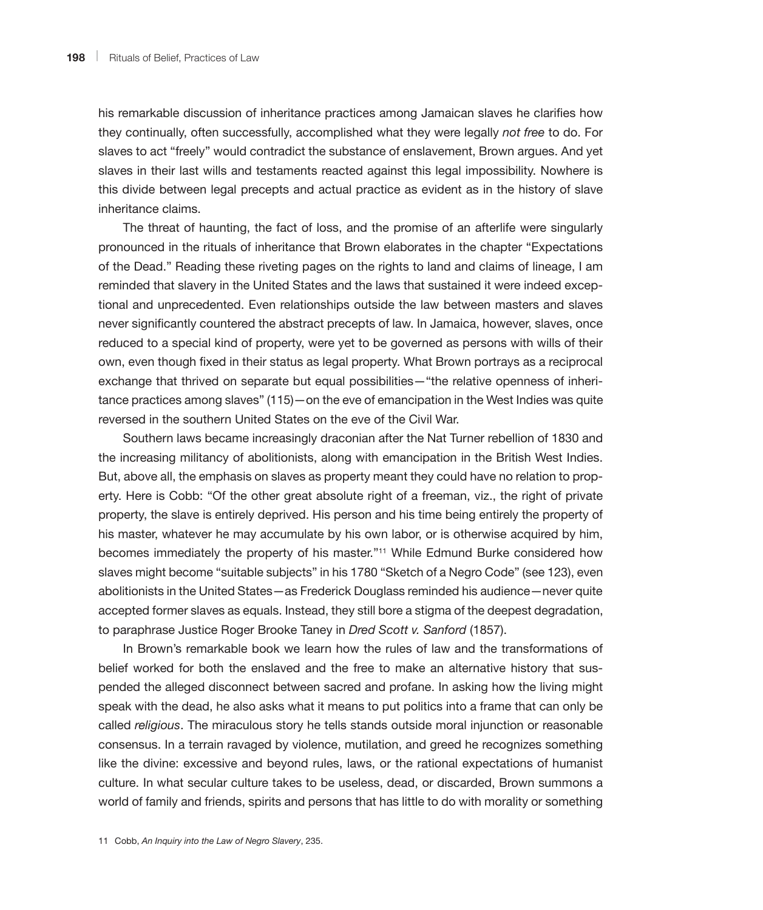his remarkable discussion of inheritance practices among Jamaican slaves he clarifies how they continually, often successfully, accomplished what they were legally *not free* to do. For slaves to act "freely" would contradict the substance of enslavement, Brown argues. And yet slaves in their last wills and testaments reacted against this legal impossibility. Nowhere is this divide between legal precepts and actual practice as evident as in the history of slave inheritance claims.

The threat of haunting, the fact of loss, and the promise of an afterlife were singularly pronounced in the rituals of inheritance that Brown elaborates in the chapter "Expectations of the Dead." Reading these riveting pages on the rights to land and claims of lineage, I am reminded that slavery in the United States and the laws that sustained it were indeed exceptional and unprecedented. Even relationships outside the law between masters and slaves never significantly countered the abstract precepts of law. In Jamaica, however, slaves, once reduced to a special kind of property, were yet to be governed as persons with wills of their own, even though fixed in their status as legal property. What Brown portrays as a reciprocal exchange that thrived on separate but equal possibilities—"the relative openness of inheritance practices among slaves" (115)—on the eve of emancipation in the West Indies was quite reversed in the southern United States on the eve of the Civil War.

Southern laws became increasingly draconian after the Nat Turner rebellion of 1830 and the increasing militancy of abolitionists, along with emancipation in the British West Indies. But, above all, the emphasis on slaves as property meant they could have no relation to property. Here is Cobb: "Of the other great absolute right of a freeman, viz., the right of private property, the slave is entirely deprived. His person and his time being entirely the property of his master, whatever he may accumulate by his own labor, or is otherwise acquired by him, becomes immediately the property of his master."[11] While Edmund Burke considered how slaves might become "suitable subjects" in his 1780 "Sketch of a Negro Code" (see 123), even abolitionists in the United States—as Frederick Douglass reminded his audience—never quite accepted former slaves as equals. Instead, they still bore a stigma of the deepest degradation, to paraphrase Justice Roger Brooke Taney in *Dred Scott v. Sanford* (1857).

In Brown's remarkable book we learn how the rules of law and the transformations of belief worked for both the enslaved and the free to make an alternative history that suspended the alleged disconnect between sacred and profane. In asking how the living might speak with the dead, he also asks what it means to put politics into a frame that can only be called *religious*. The miraculous story he tells stands outside moral injunction or reasonable consensus. In a terrain ravaged by violence, mutilation, and greed he recognizes something like the divine: excessive and beyond rules, laws, or the rational expectations of humanist culture. In what secular culture takes to be useless, dead, or discarded, Brown summons a world of family and friends, spirits and persons that has little to do with morality or something

11 Cobb, *An Inquiry into the Law of Negro Slavery*, 235.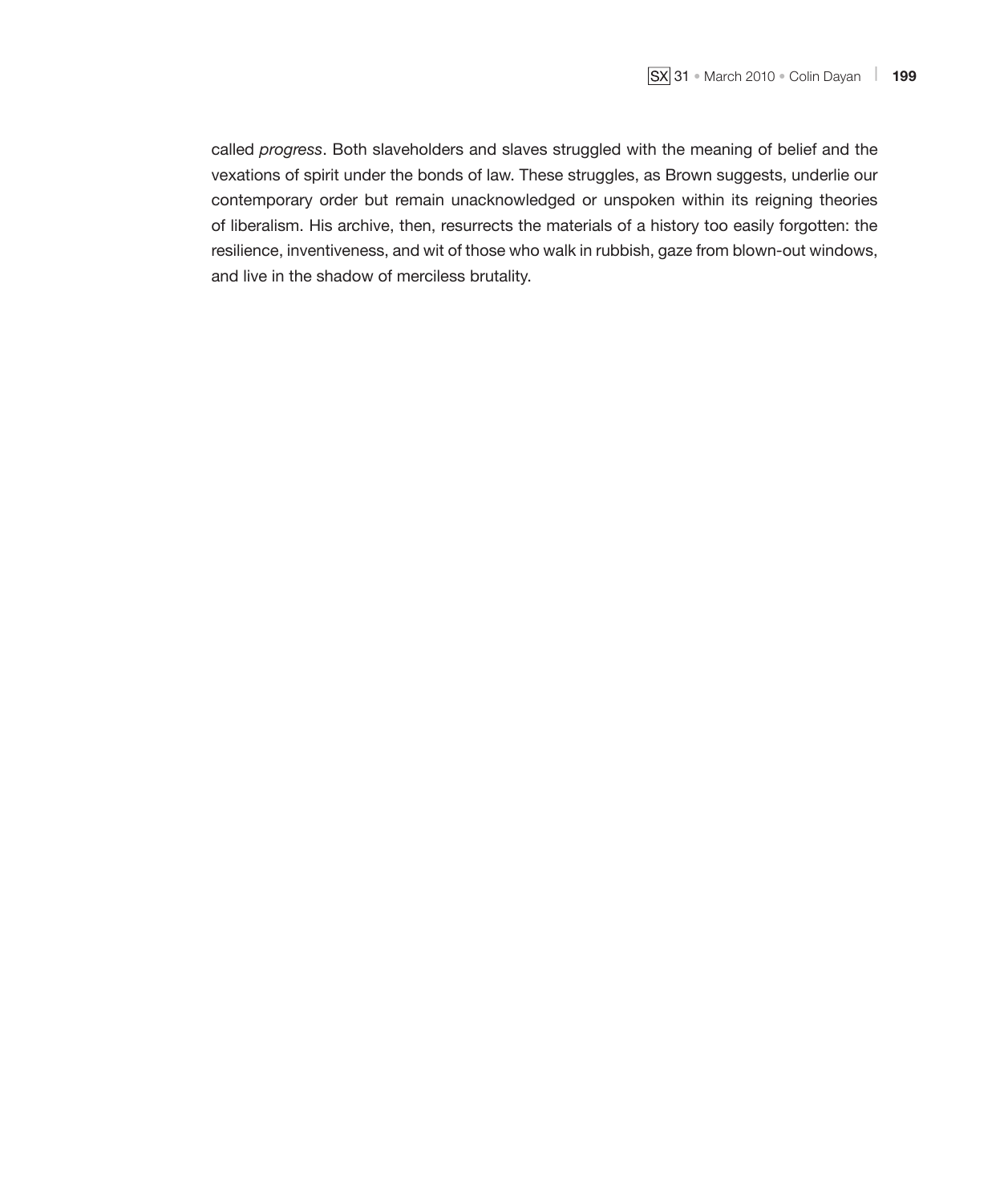called *progress*. Both slaveholders and slaves struggled with the meaning of belief and the vexations of spirit under the bonds of law. These struggles, as Brown suggests, underlie our contemporary order but remain unacknowledged or unspoken within its reigning theories of liberalism. His archive, then, resurrects the materials of a history too easily forgotten: the resilience, inventiveness, and wit of those who walk in rubbish, gaze from blown-out windows, and live in the shadow of merciless brutality.